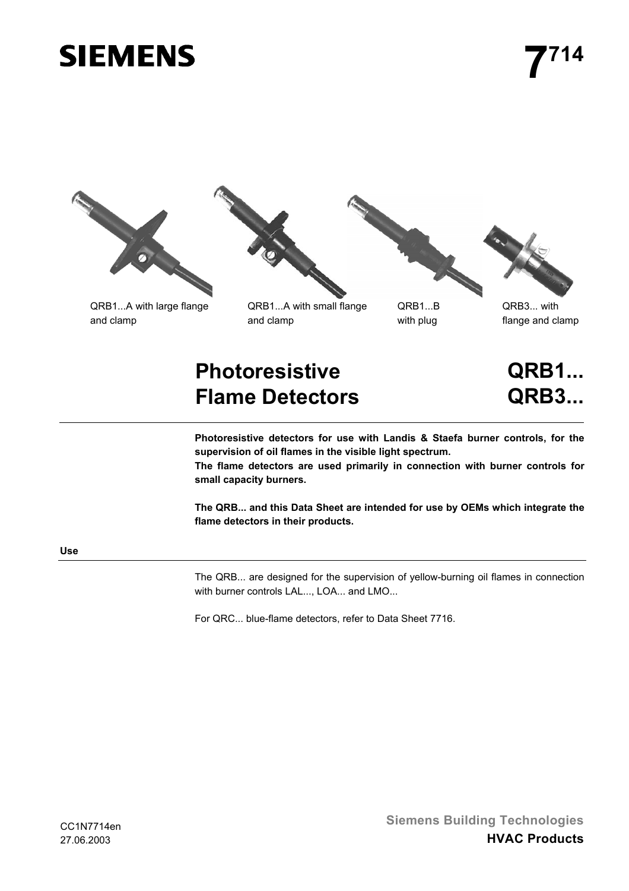SIEMENS

# 7[714]

QRB1...A with large flange and clamp

QRB1...A with small flange and clamp

QRB1...B with plug

QRB3... with flange and clamp

# Photoresistive Flame Detectors

# QRB1... QRB3...

**Photoresistive detectors for use with Landis & Staefa burner controls, for the supervision of oil flames in the visible light spectrum.**
**The flame detectors are used primarily in connection with burner controls for small capacity burners.**

**The QRB... and this Data Sheet are intended for use by OEMs which integrate the flame detectors in their products.**

## Use

The QRB... are designed for the supervision of yellow-burning oil flames in connection with burner controls LAL..., LOA... and LMO...

For QRC... blue-flame detectors, refer to Data Sheet 7716.

CC1N7714en
27.06.2003

Siemens Building Technologies
**HVAC Products**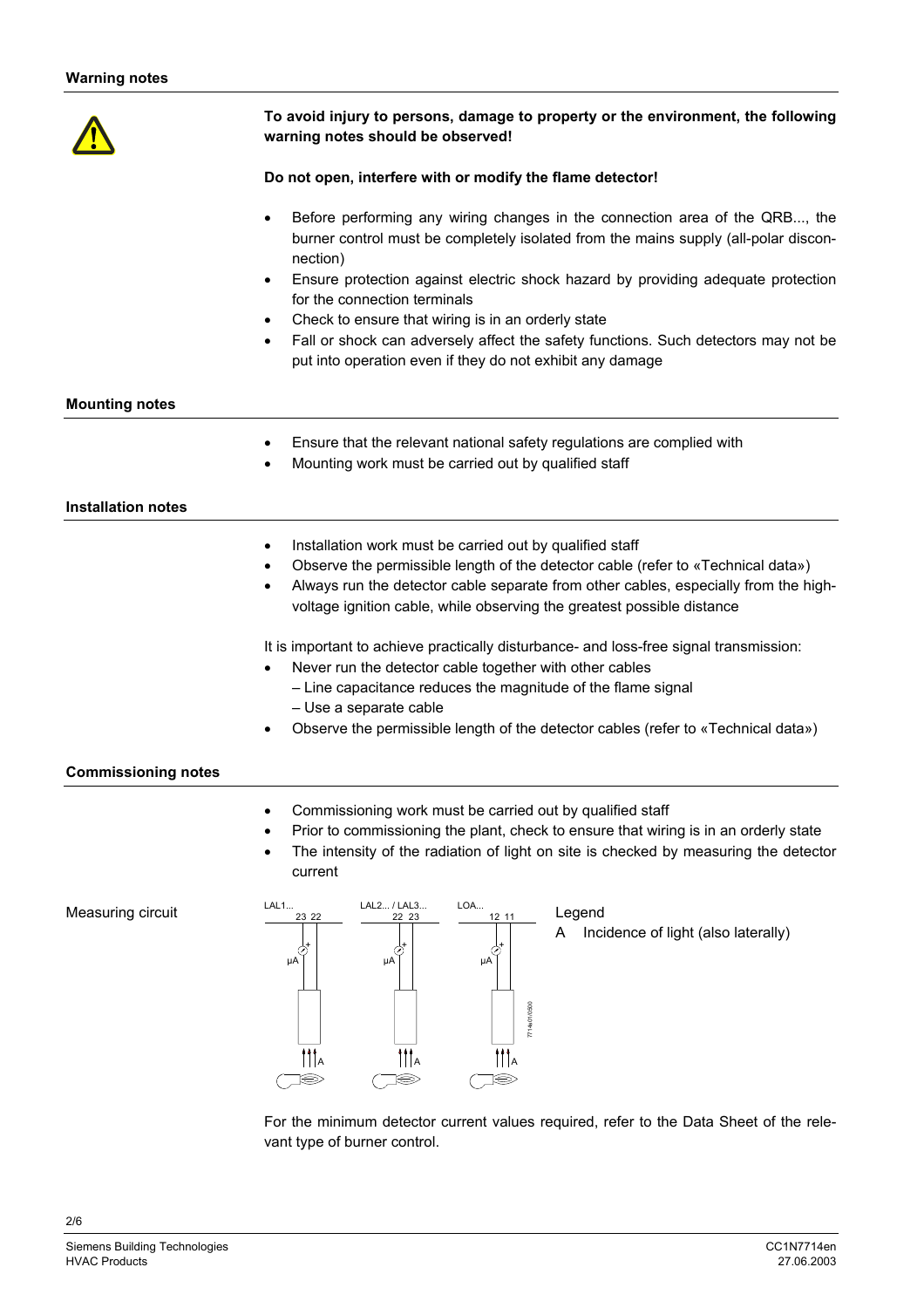## Warning notes

**To avoid injury to persons, damage to property or the environment, the following warning notes should be observed!**

**Do not open, interfere with or modify the flame detector!**

- Before performing any wiring changes in the connection area of the QRB..., the burner control must be completely isolated from the mains supply (all-polar disconnection)
- Ensure protection against electric shock hazard by providing adequate protection for the connection terminals
- Check to ensure that wiring is in an orderly state
- Fall or shock can adversely affect the safety functions. Such detectors may not be put into operation even if they do not exhibit any damage

## Mounting notes

- Ensure that the relevant national safety regulations are complied with
- Mounting work must be carried out by qualified staff

## Installation notes

- Installation work must be carried out by qualified staff
- Observe the permissible length of the detector cable (refer to «Technical data»)
- Always run the detector cable separate from other cables, especially from the high-voltage ignition cable, while observing the greatest possible distance

It is important to achieve practically disturbance- and loss-free signal transmission:

- Never run the detector cable together with other cables
  – Line capacitance reduces the magnitude of the flame signal
  – Use a separate cable
- Observe the permissible length of the detector cables (refer to «Technical data»)

## Commissioning notes

- Commissioning work must be carried out by qualified staff
- Prior to commissioning the plant, check to ensure that wiring is in an orderly state
- The intensity of the radiation of light on site is checked by measuring the detector current

Measuring circuit

LAL1... 23 22 — LAL2... / LAL3... 22 23 — LOA... 12 11

Legend

A Incidence of light (also laterally)

For the minimum detector current values required, refer to the Data Sheet of the relevant type of burner control.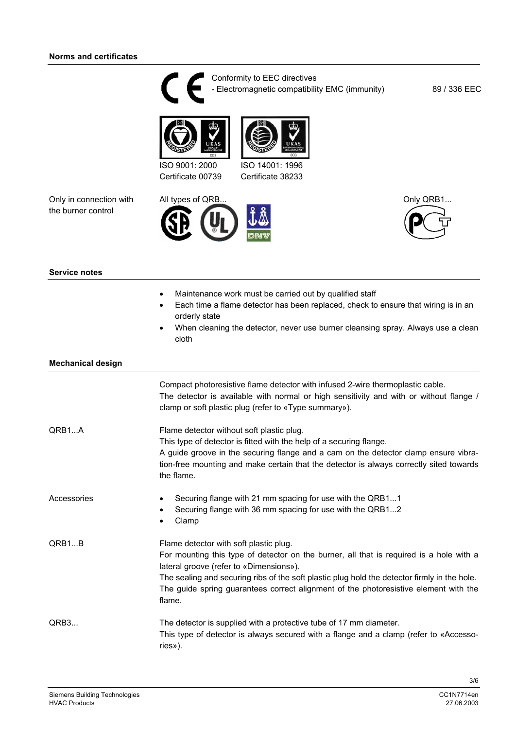## Norms and certificates

Conformity to EEC directives
- Electromagnetic compatibility EMC (immunity) 89 / 336 EEC

ISO 9001: 2000
Certificate 00739

ISO 14001: 1996
Certificate 38233

Only in connection with the burner control

All types of QRB...

Only QRB1...

## Service notes

- Maintenance work must be carried out by qualified staff
- Each time a flame detector has been replaced, check to ensure that wiring is in an orderly state
- When cleaning the detector, never use burner cleansing spray. Always use a clean cloth

## Mechanical design

Compact photoresistive flame detector with infused 2-wire thermoplastic cable.
The detector is available with normal or high sensitivity and with or without flange / clamp or soft plastic plug (refer to «Type summary»).

**QRB1...A**

Flame detector without soft plastic plug.
This type of detector is fitted with the help of a securing flange.
A guide groove in the securing flange and a cam on the detector clamp ensure vibration-free mounting and make certain that the detector is always correctly sited towards the flame.

**Accessories**

- Securing flange with 21 mm spacing for use with the QRB1...1
- Securing flange with 36 mm spacing for use with the QRB1...2
- Clamp

**QRB1...B**

Flame detector with soft plastic plug.
For mounting this type of detector on the burner, all that is required is a hole with a lateral groove (refer to «Dimensions»).
The sealing and securing ribs of the soft plastic plug hold the detector firmly in the hole.
The guide spring guarantees correct alignment of the photoresistive element with the flame.

**QRB3...**

The detector is supplied with a protective tube of 17 mm diameter.
This type of detector is always secured with a flange and a clamp (refer to «Accessories»).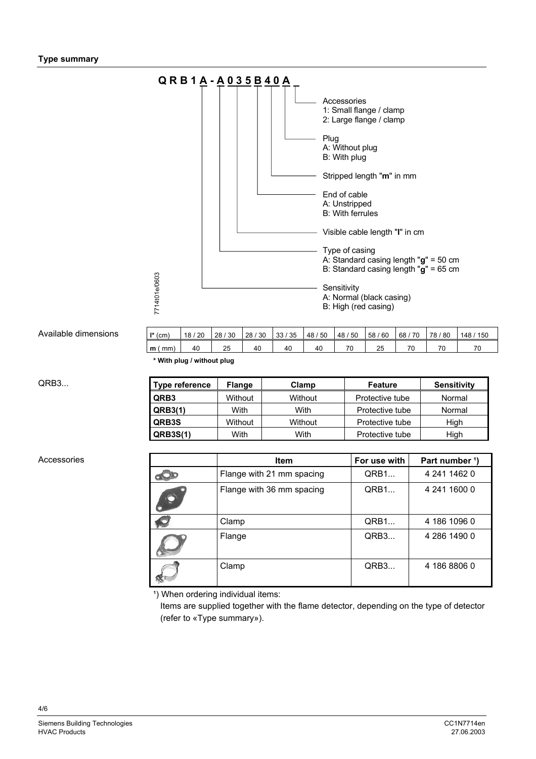## Type summary

**Q R B 1 A - A 0 3 5 B 4 0 A**

- Accessories
  - 1: Small flange / clamp
  - 2: Large flange / clamp
- Plug
  - A: Without plug
  - B: With plug
- Stripped length "**m**" in mm
- End of cable
  - A: Unstripped
  - B: With ferrules
- Visible cable length "**l**" in cm
- Type of casing
  - A: Standard casing length "**g**" = 50 cm
  - B: Standard casing length "**g**" = 65 cm
- Sensitivity
  - A: Normal (black casing)
  - B: High (red casing)

7714t01e/0603

### Available dimensions

| **l*** (cm) | 18 / 20 | 28 / 30 | 28 / 30 | 33 / 35 | 48 / 50 | 48 / 50 | 58 / 60 | 68 / 70 | 78 / 80 | 148 / 150 |
|---|---|---|---|---|---|---|---|---|---|---|
| **m** ( mm) | 40 | 25 | 40 | 40 | 40 | 70 | 25 | 70 | 70 | 70 |

**\* With plug / without plug**

### QRB3...

| Type reference | Flange | Clamp | Feature | Sensitivity |
|---|---|---|---|---|
| **QRB3** | Without | Without | Protective tube | Normal |
| **QRB3(1)** | With | With | Protective tube | Normal |
| **QRB3S** | Without | Without | Protective tube | High |
| **QRB3S(1)** | With | With | Protective tube | High |

### Accessories

| | Item | For use with | Part number [1]) |
|---|---|---|---|
| | Flange with 21 mm spacing | QRB1... | 4 241 1462 0 |
| | Flange with 36 mm spacing | QRB1... | 4 241 1600 0 |
| | Clamp | QRB1... | 4 186 1096 0 |
| | Flange | QRB3... | 4 286 1490 0 |
| | Clamp | QRB3... | 4 186 8806 0 |

[1]) When ordering individual items:
Items are supplied together with the flame detector, depending on the type of detector (refer to «Type summary»).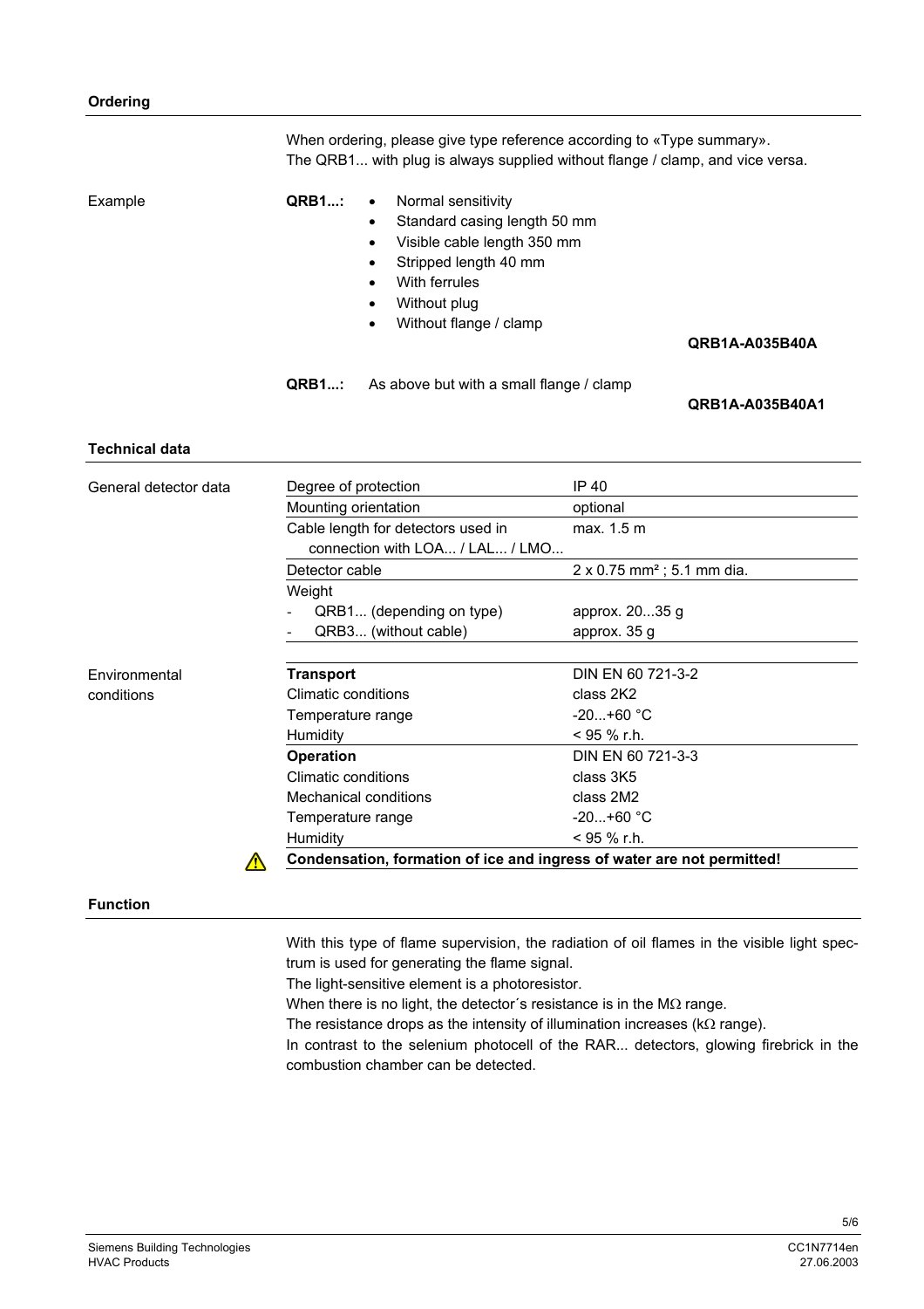## Ordering

When ordering, please give type reference according to «Type summary».
The QRB1... with plug is always supplied without flange / clamp, and vice versa.

Example

**QRB1...:**
- Normal sensitivity
- Standard casing length 50 mm
- Visible cable length 350 mm
- Stripped length 40 mm
- With ferrules
- Without plug
- Without flange / clamp

**QRB1A-A035B40A**

**QRB1...:** As above but with a small flange / clamp

**QRB1A-A035B40A1**

## Technical data

General detector data

| | |
|---|---|
| Degree of protection | IP 40 |
| Mounting orientation | optional |
| Cable length for detectors used in connection with LOA... / LAL... / LMO... | max. 1.5 m |
| Detector cable | 2 x 0.75 mm² ; 5.1 mm dia. |
| Weight | |
| - QRB1... (depending on type) | approx. 20...35 g |
| - QRB3... (without cable) | approx. 35 g |

Environmental conditions

| | |
|---|---|
| **Transport** | DIN EN 60 721-3-2 |
| Climatic conditions | class 2K2 |
| Temperature range | -20...+60 °C |
| Humidity | < 95 % r.h. |
| **Operation** | DIN EN 60 721-3-3 |
| Climatic conditions | class 3K5 |
| Mechanical conditions | class 2M2 |
| Temperature range | -20...+60 °C |
| Humidity | < 95 % r.h. |

⚠ **Condensation, formation of ice and ingress of water are not permitted!**

## Function

With this type of flame supervision, the radiation of oil flames in the visible light spectrum is used for generating the flame signal.
The light-sensitive element is a photoresistor.
When there is no light, the detector´s resistance is in the MΩ range.
The resistance drops as the intensity of illumination increases (kΩ range).
In contrast to the selenium photocell of the RAR... detectors, glowing firebrick in the combustion chamber can be detected.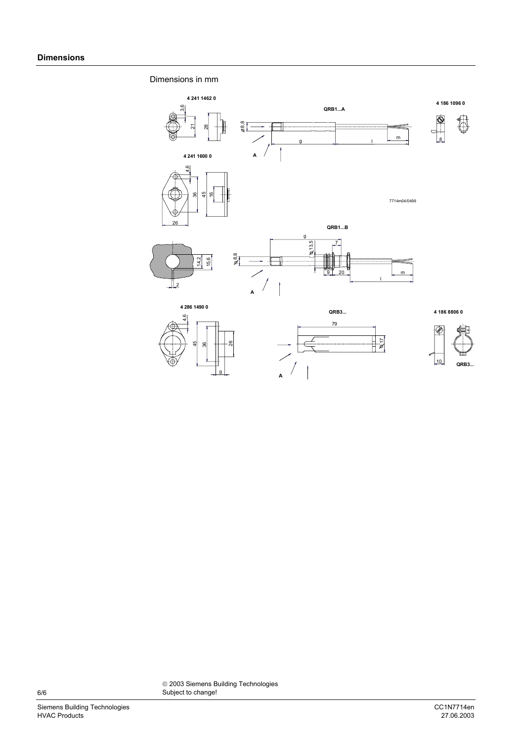## Dimensions

Dimensions in mm

4 241 1462 0

QRB1...A

4 186 1096 0

3,6

21

28

Ø8,8

g

l

m

8

A

4 241 1600 0

4,6

36

45

16

26

7714m04/0499

QRB1...B

g

Ø13,5

7

Ø8,8

14,2

15,6

9

20

l

m

2

A

4 286 1490 0

QRB3...

4 186 8806 0

4,6

79

45

36

26

Ø17

9

10

A

QRB3...

© 2003 Siemens Building Technologies
Subject to change!